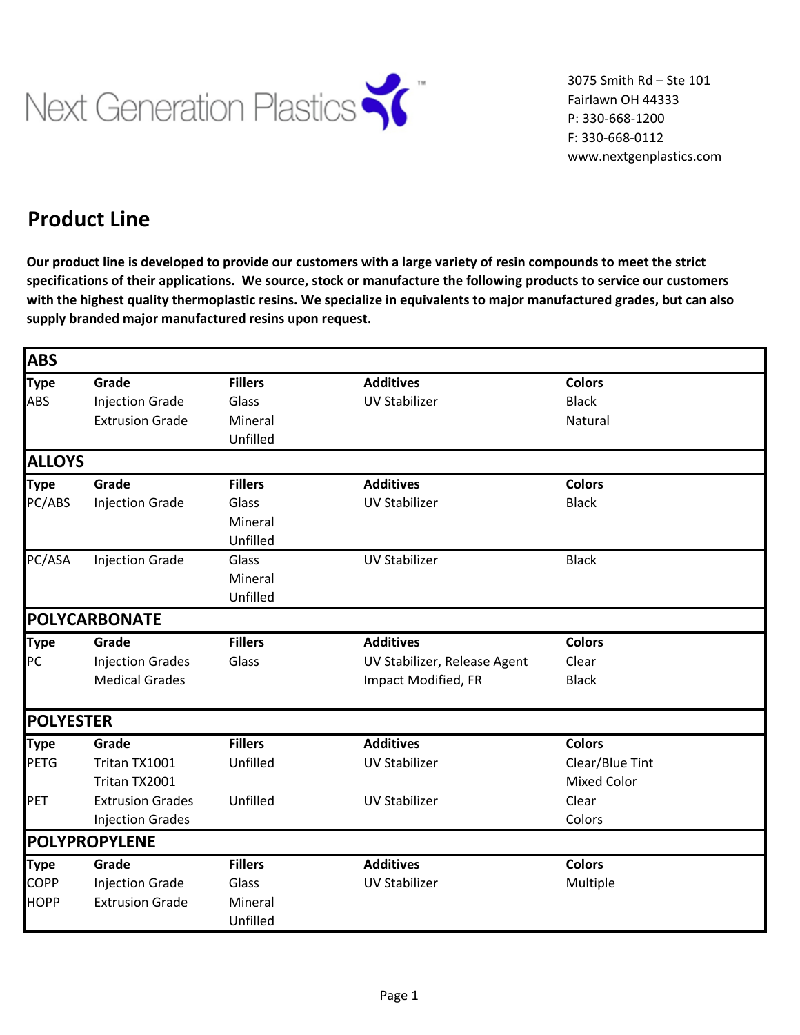Next Generation Plastics™

3075 Smith Rd – Ste 101
Fairlawn OH 44333
P: 330-668-1200
F: 330-668-0112
www.nextgenplastics.com

# Product Line

**Our product line is developed to provide our customers with a large variety of resin compounds to meet the strict specifications of their applications. We source, stock or manufacture the following products to service our customers with the highest quality thermoplastic resins. We specialize in equivalents to major manufactured grades, but can also supply branded major manufactured resins upon request.**

## ABS

| Type | Grade | Fillers | Additives | Colors |
|---|---|---|---|---|
| ABS | Injection Grade | Glass | UV Stabilizer | Black |
| | Extrusion Grade | Mineral | | Natural |
| | | Unfilled | | |

## ALLOYS

| Type | Grade | Fillers | Additives | Colors |
|---|---|---|---|---|
| PC/ABS | Injection Grade | Glass | UV Stabilizer | Black |
| | | Mineral | | |
| | | Unfilled | | |
| PC/ASA | Injection Grade | Glass | UV Stabilizer | Black |
| | | Mineral | | |
| | | Unfilled | | |

## POLYCARBONATE

| Type | Grade | Fillers | Additives | Colors |
|---|---|---|---|---|
| PC | Injection Grades | Glass | UV Stabilizer, Release Agent | Clear |
| | Medical Grades | | Impact Modified, FR | Black |

## POLYESTER

| Type | Grade | Fillers | Additives | Colors |
|---|---|---|---|---|
| PETG | Tritan TX1001 | Unfilled | UV Stabilizer | Clear/Blue Tint |
| | Tritan TX2001 | | | Mixed Color |
| PET | Extrusion Grades | Unfilled | UV Stabilizer | Clear |
| | Injection Grades | | | Colors |

## POLYPROPYLENE

| Type | Grade | Fillers | Additives | Colors |
|---|---|---|---|---|
| COPP | Injection Grade | Glass | UV Stabilizer | Multiple |
| HOPP | Extrusion Grade | Mineral | | |
| | | Unfilled | | |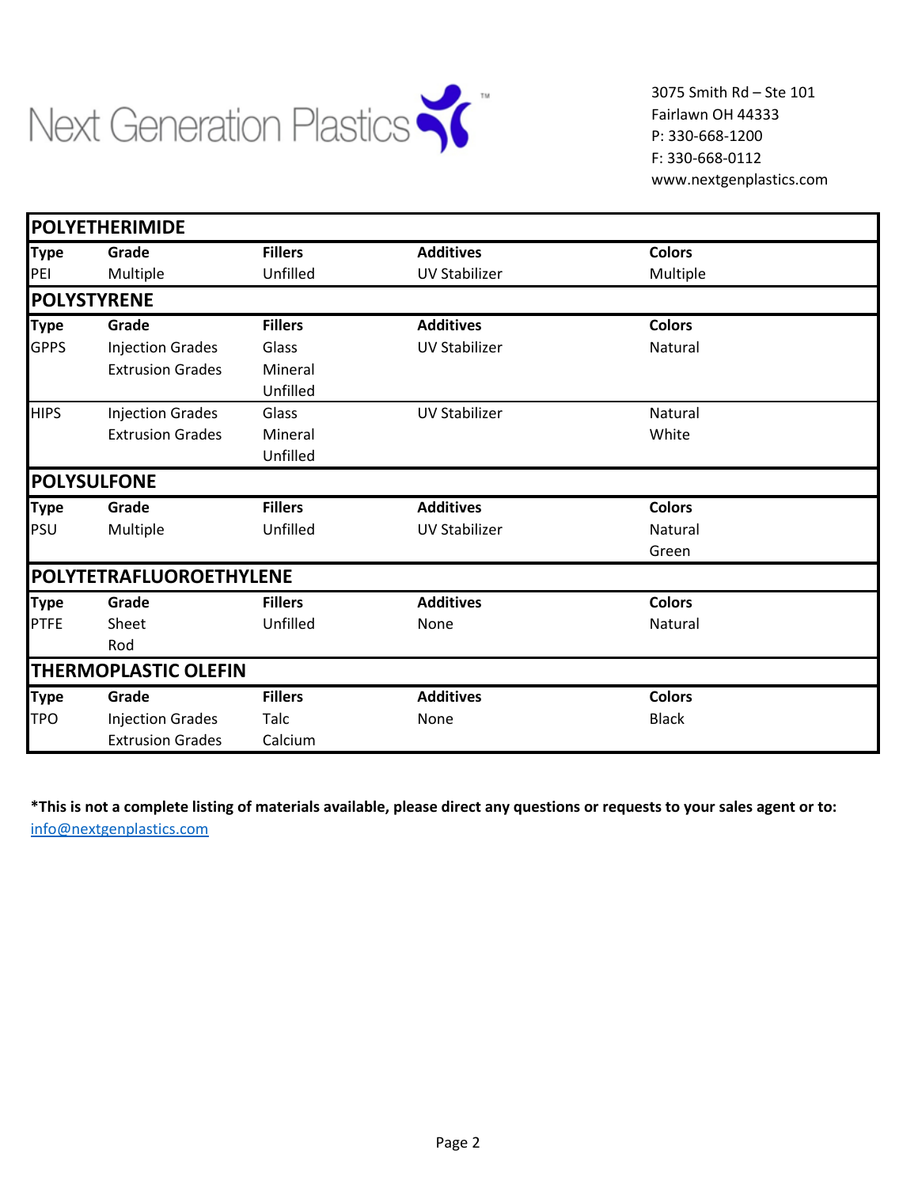Next Generation Plastics™

3075 Smith Rd – Ste 101
Fairlawn OH 44333
P: 330-668-1200
F: 330-668-0112
www.nextgenplastics.com

## POLYETHERIMIDE

| Type | Grade | Fillers | Additives | Colors |
|---|---|---|---|---|
| PEI | Multiple | Unfilled | UV Stabilizer | Multiple |

## POLYSTYRENE

| Type | Grade | Fillers | Additives | Colors |
|---|---|---|---|---|
| GPPS | Injection Grades | Glass | UV Stabilizer | Natural |
| | Extrusion Grades | Mineral | | |
| | | Unfilled | | |
| HIPS | Injection Grades | Glass | UV Stabilizer | Natural |
| | Extrusion Grades | Mineral | | White |
| | | Unfilled | | |

## POLYSULFONE

| Type | Grade | Fillers | Additives | Colors |
|---|---|---|---|---|
| PSU | Multiple | Unfilled | UV Stabilizer | Natural |
| | | | | Green |

## POLYTETRAFLUOROETHYLENE

| Type | Grade | Fillers | Additives | Colors |
|---|---|---|---|---|
| PTFE | Sheet | Unfilled | None | Natural |
| | Rod | | | |

## THERMOPLASTIC OLEFIN

| Type | Grade | Fillers | Additives | Colors |
|---|---|---|---|---|
| TPO | Injection Grades | Talc | None | Black |
| | Extrusion Grades | Calcium | | |

**\*This is not a complete listing of materials available, please direct any questions or requests to your sales agent or to:**
info@nextgenplastics.com